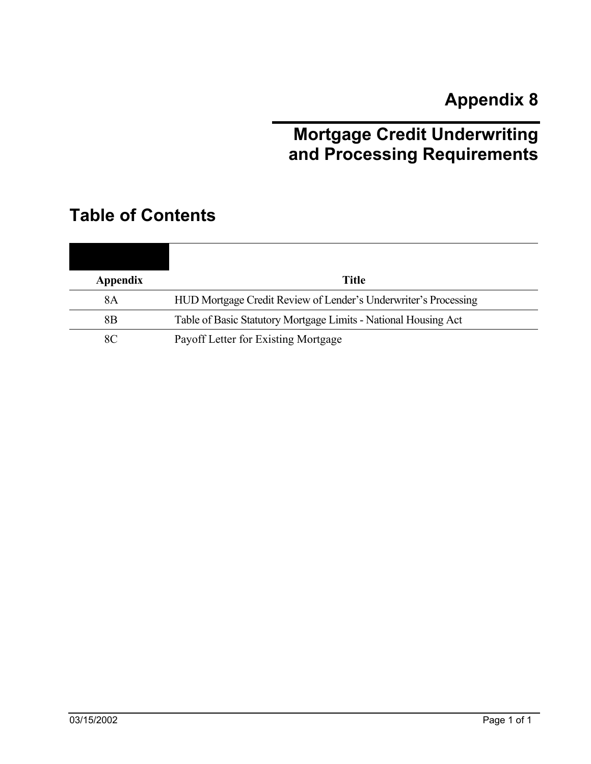# Appendix 8

# Mortgage Credit Underwriting and Processing Requirements

## Table of Contents

| Appendix | Title |
|---|---|
| 8A | HUD Mortgage Credit Review of Lender's Underwriter's Processing |
| 8B | Table of Basic Statutory Mortgage Limits - National Housing Act |
| 8C | Payoff Letter for Existing Mortgage |

03/15/2002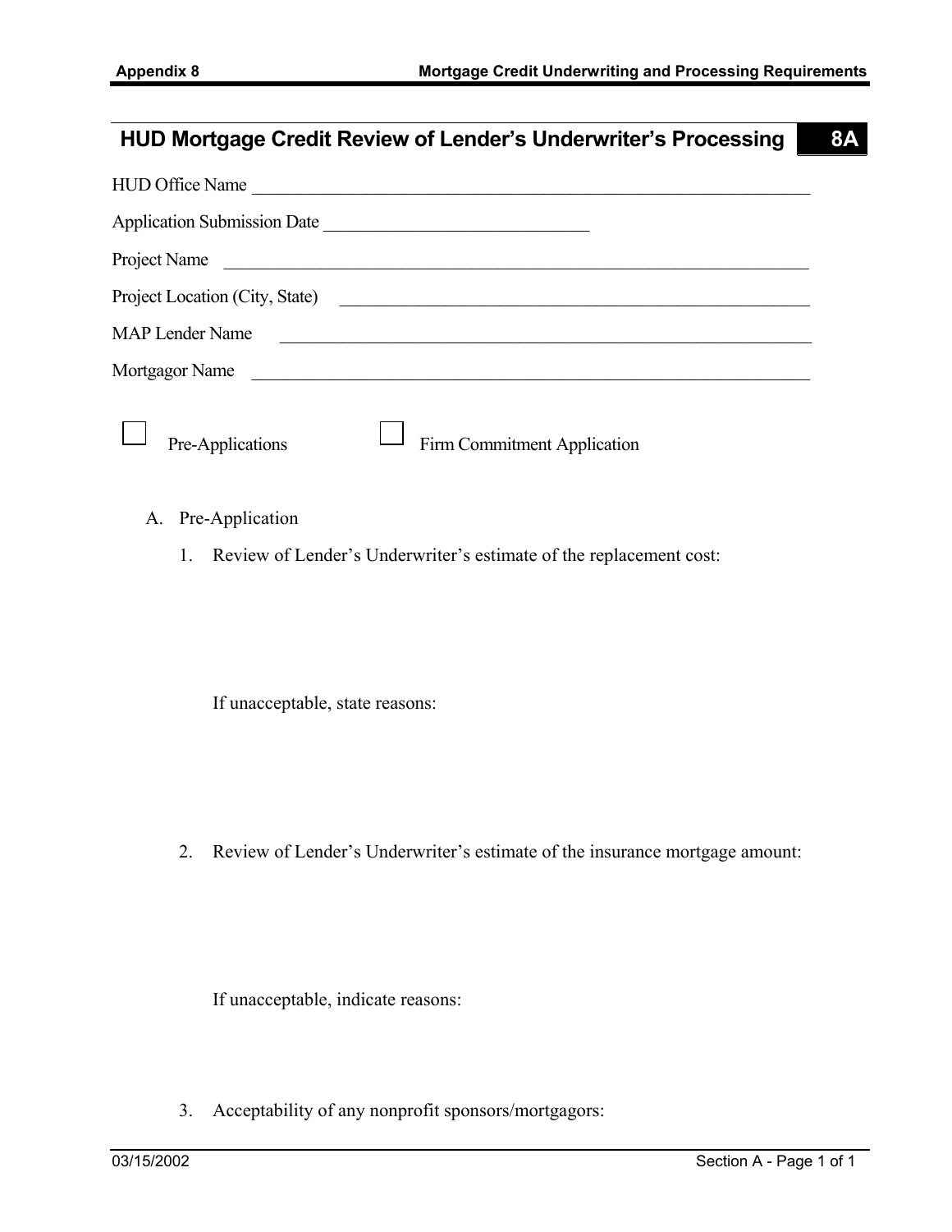## HUD Mortgage Credit Review of Lender's Underwriter's Processing **8A**

HUD Office Name ______________________________________________

Application Submission Date ______________________________

Project Name ______________________________________________

Project Location (City, State) ______________________________________________

MAP Lender Name ______________________________________________

Mortgagor Name ______________________________________________

☐ Pre-Applications ☐ Firm Commitment Application

A. Pre-Application

1. Review of Lender's Underwriter's estimate of the replacement cost:

   If unacceptable, state reasons:

2. Review of Lender's Underwriter's estimate of the insurance mortgage amount:

   If unacceptable, indicate reasons:

3. Acceptability of any nonprofit sponsors/mortgagors: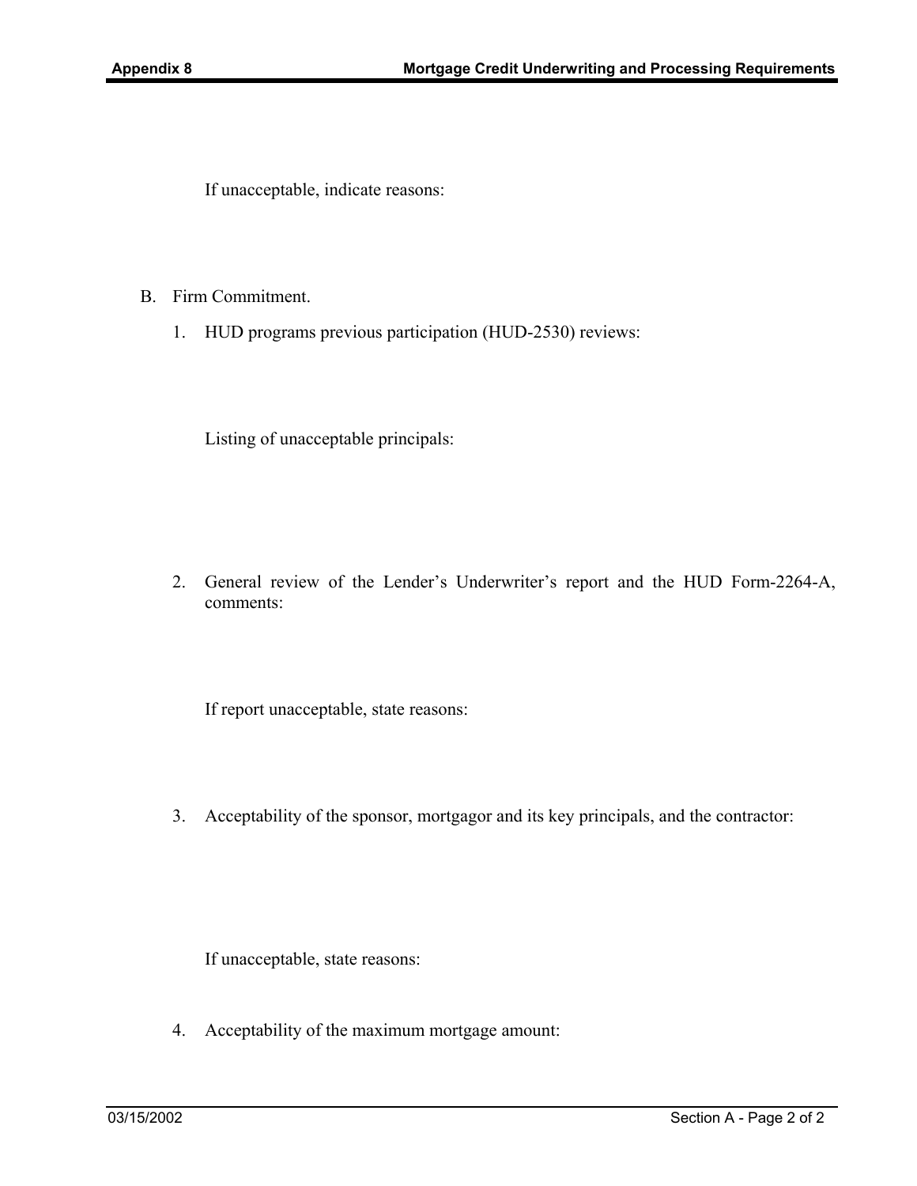If unacceptable, indicate reasons:

B. Firm Commitment.

1. HUD programs previous participation (HUD-2530) reviews:

   Listing of unacceptable principals:

2. General review of the Lender's Underwriter's report and the HUD Form-2264-A, comments:

   If report unacceptable, state reasons:

3. Acceptability of the sponsor, mortgagor and its key principals, and the contractor:

   If unacceptable, state reasons:

4. Acceptability of the maximum mortgage amount: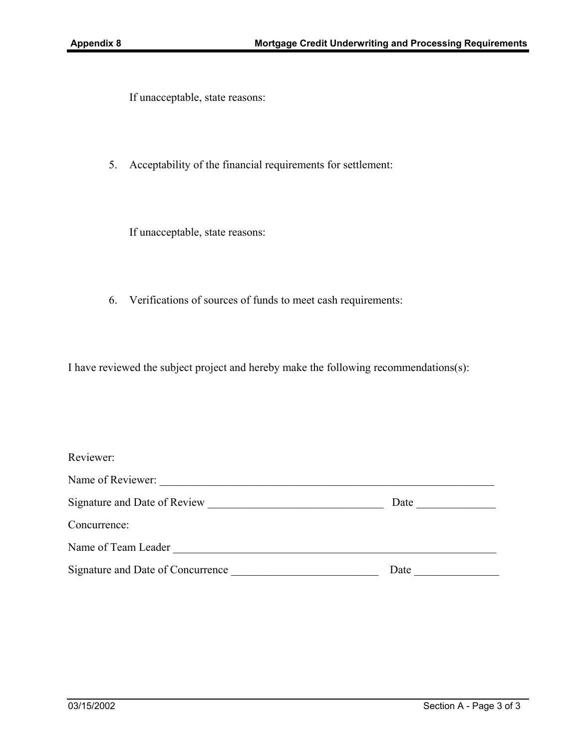If unacceptable, state reasons:

5. Acceptability of the financial requirements for settlement:

   If unacceptable, state reasons:

6. Verifications of sources of funds to meet cash requirements:

I have reviewed the subject project and hereby make the following recommendations(s):

Reviewer:

Name of Reviewer: ______________________________________________________________

Signature and Date of Review _______________________________ Date ______________

Concurrence:

Name of Team Leader ________________________________________________________

Signature and Date of Concurrence __________________________ Date _______________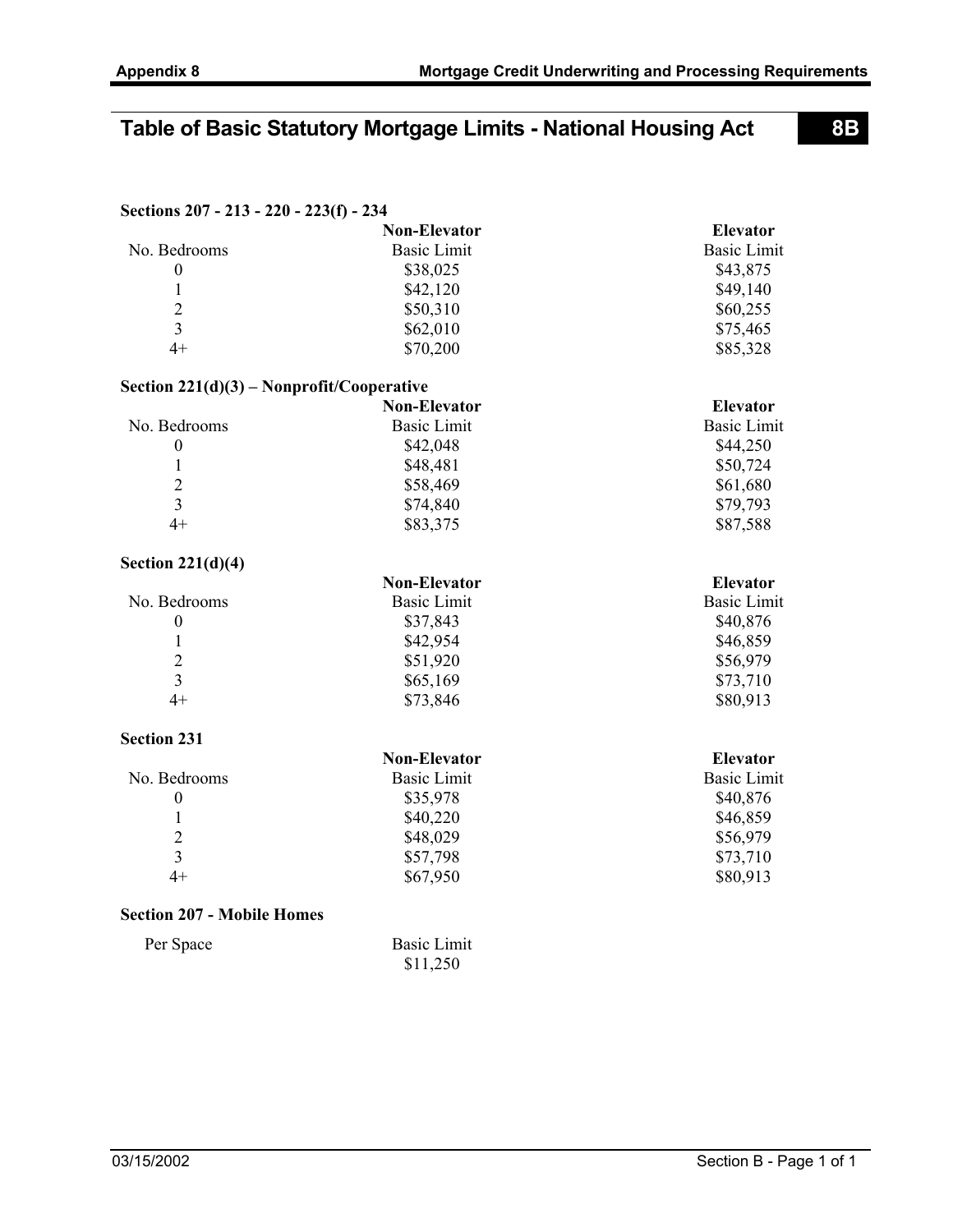# Table of Basic Statutory Mortgage Limits - National Housing Act

**8B**

**Sections 207 - 213 - 220 - 223(f) - 234**

| No. Bedrooms | Non-Elevator Basic Limit | Elevator Basic Limit |
|---|---|---|
| 0 | $38,025 | $43,875 |
| 1 | $42,120 | $49,140 |
| 2 | $50,310 | $60,255 |
| 3 | $62,010 | $75,465 |
| 4+ | $70,200 | $85,328 |

**Section 221(d)(3) – Nonprofit/Cooperative**

| No. Bedrooms | Non-Elevator Basic Limit | Elevator Basic Limit |
|---|---|---|
| 0 | $42,048 | $44,250 |
| 1 | $48,481 | $50,724 |
| 2 | $58,469 | $61,680 |
| 3 | $74,840 | $79,793 |
| 4+ | $83,375 | $87,588 |

**Section 221(d)(4)**

| No. Bedrooms | Non-Elevator Basic Limit | Elevator Basic Limit |
|---|---|---|
| 0 | $37,843 | $40,876 |
| 1 | $42,954 | $46,859 |
| 2 | $51,920 | $56,979 |
| 3 | $65,169 | $73,710 |
| 4+ | $73,846 | $80,913 |

**Section 231**

| No. Bedrooms | Non-Elevator Basic Limit | Elevator Basic Limit |
|---|---|---|
| 0 | $35,978 | $40,876 |
| 1 | $40,220 | $46,859 |
| 2 | $48,029 | $56,979 |
| 3 | $57,798 | $73,710 |
| 4+ | $67,950 | $80,913 |

**Section 207 - Mobile Homes**

| Per Space | Basic Limit |
|---|---|
| | $11,250 |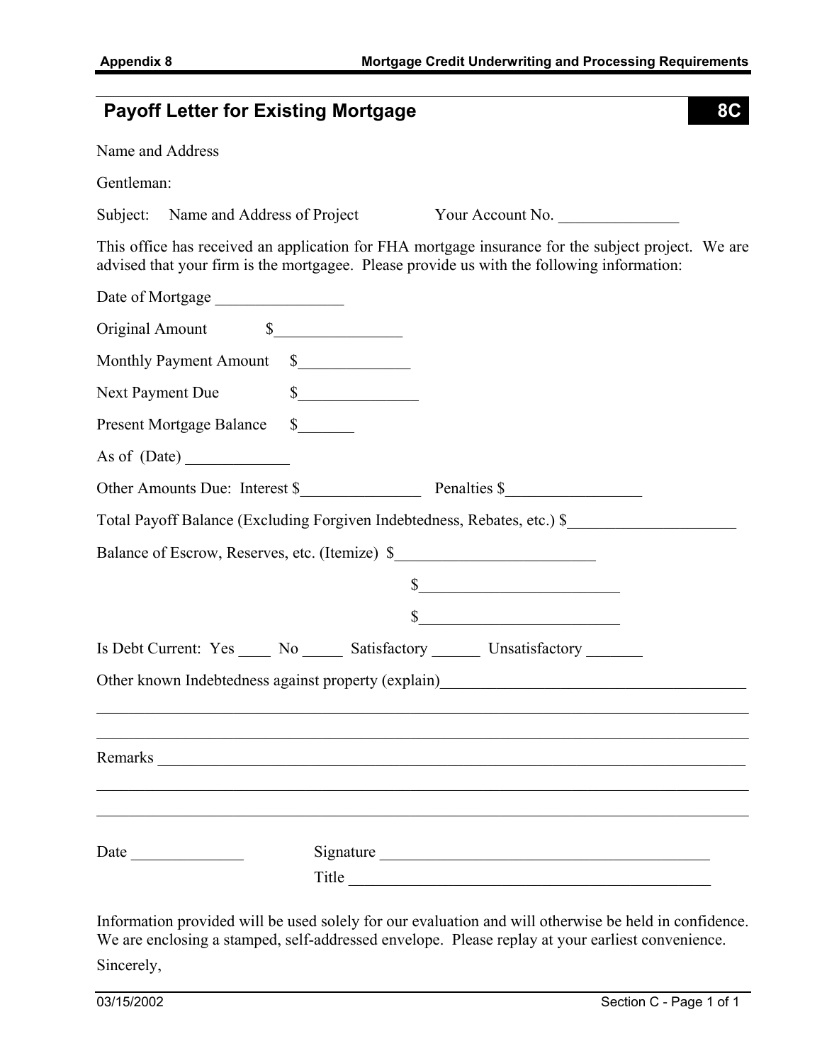## Payoff Letter for Existing Mortgage **8C**

Name and Address

Gentleman:

Subject: Name and Address of Project Your Account No. _______________

This office has received an application for FHA mortgage insurance for the subject project. We are advised that your firm is the mortgagee. Please provide us with the following information:

Date of Mortgage ________________

Original Amount $________________

Monthly Payment Amount $______________

Next Payment Due $_______________

Present Mortgage Balance $_______

As of (Date) _____________

Other Amounts Due: Interest $_______________ Penalties $_________________

Total Payoff Balance (Excluding Forgiven Indebtedness, Rebates, etc.) $_____________________

Balance of Escrow, Reserves, etc. (Itemize) $_________________________

$_________________________

$_________________________

Is Debt Current: Yes ____ No _____ Satisfactory ______ Unsatisfactory _______

Other known Indebtedness against property (explain)______________________________________

______________________________________________________________________________

______________________________________________________________________________

Remarks _______________________________________________________________________

______________________________________________________________________________

______________________________________________________________________________

Date ______________ Signature __________________________________________

Title ______________________________________________

Information provided will be used solely for our evaluation and will otherwise be held in confidence. We are enclosing a stamped, self-addressed envelope. Please replay at your earliest convenience.

Sincerely,